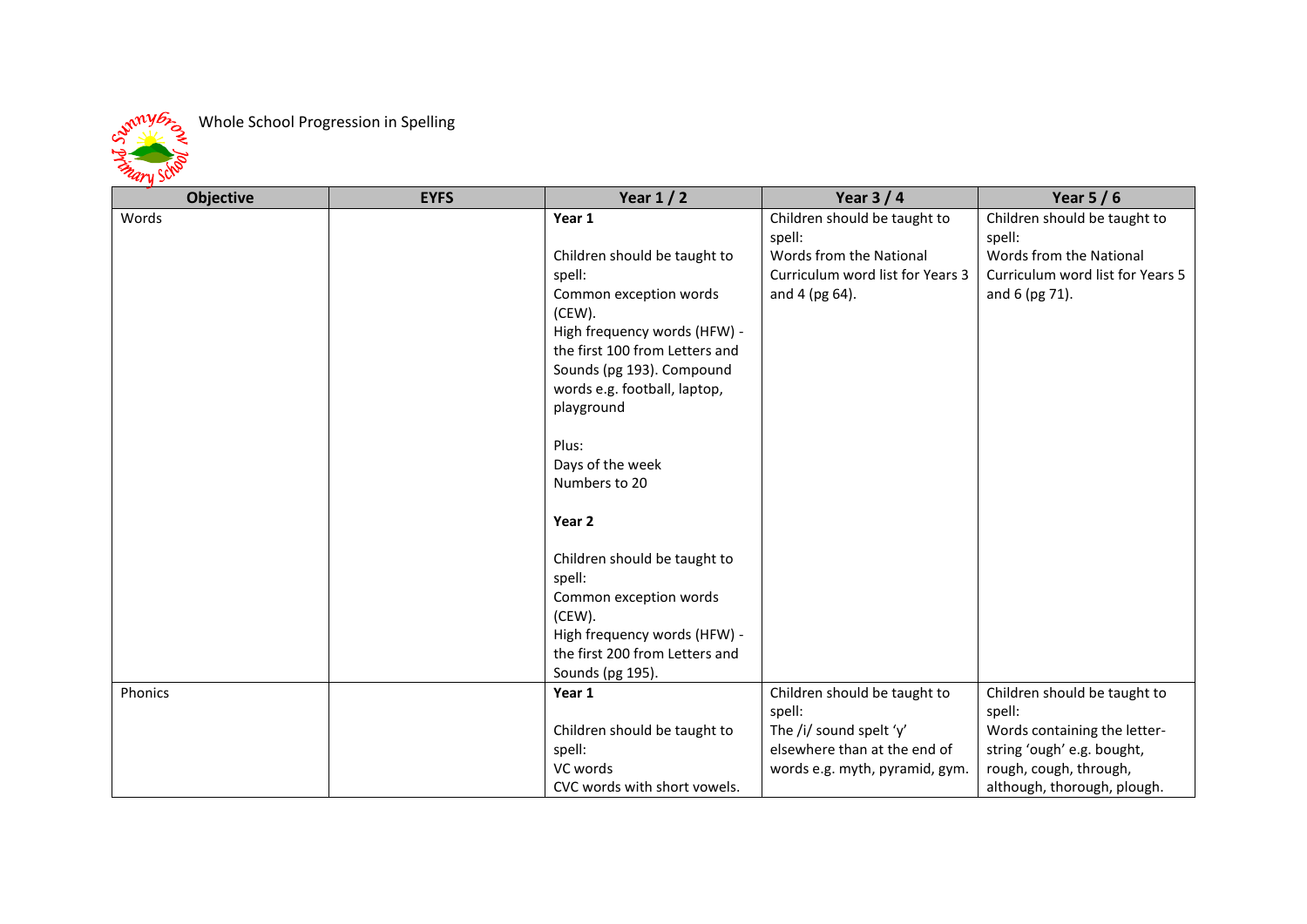# Whole School Progression in Spelling

| Objective | EYFS | Year 1 / 2 | Year 3 / 4 | Year 5 / 6 |
|---|---|---|---|---|
| Words | | **Year 1**<br><br>Children should be taught to spell:<br>Common exception words (CEW).<br>High frequency words (HFW) - the first 100 from Letters and Sounds (pg 193). Compound words e.g. football, laptop, playground<br><br>Plus:<br>Days of the week<br>Numbers to 20<br><br>**Year 2**<br><br>Children should be taught to spell:<br>Common exception words (CEW).<br>High frequency words (HFW) - the first 200 from Letters and Sounds (pg 195). | Children should be taught to spell:<br>Words from the National Curriculum word list for Years 3 and 4 (pg 64). | Children should be taught to spell:<br>Words from the National Curriculum word list for Years 5 and 6 (pg 71). |
| Phonics | | **Year 1**<br><br>Children should be taught to spell:<br>VC words<br>CVC words with short vowels. | Children should be taught to spell:<br>The /i/ sound spelt 'y' elsewhere than at the end of words e.g. myth, pyramid, gym. | Children should be taught to spell:<br>Words containing the letter-string 'ough' e.g. bought, rough, cough, through, although, thorough, plough. |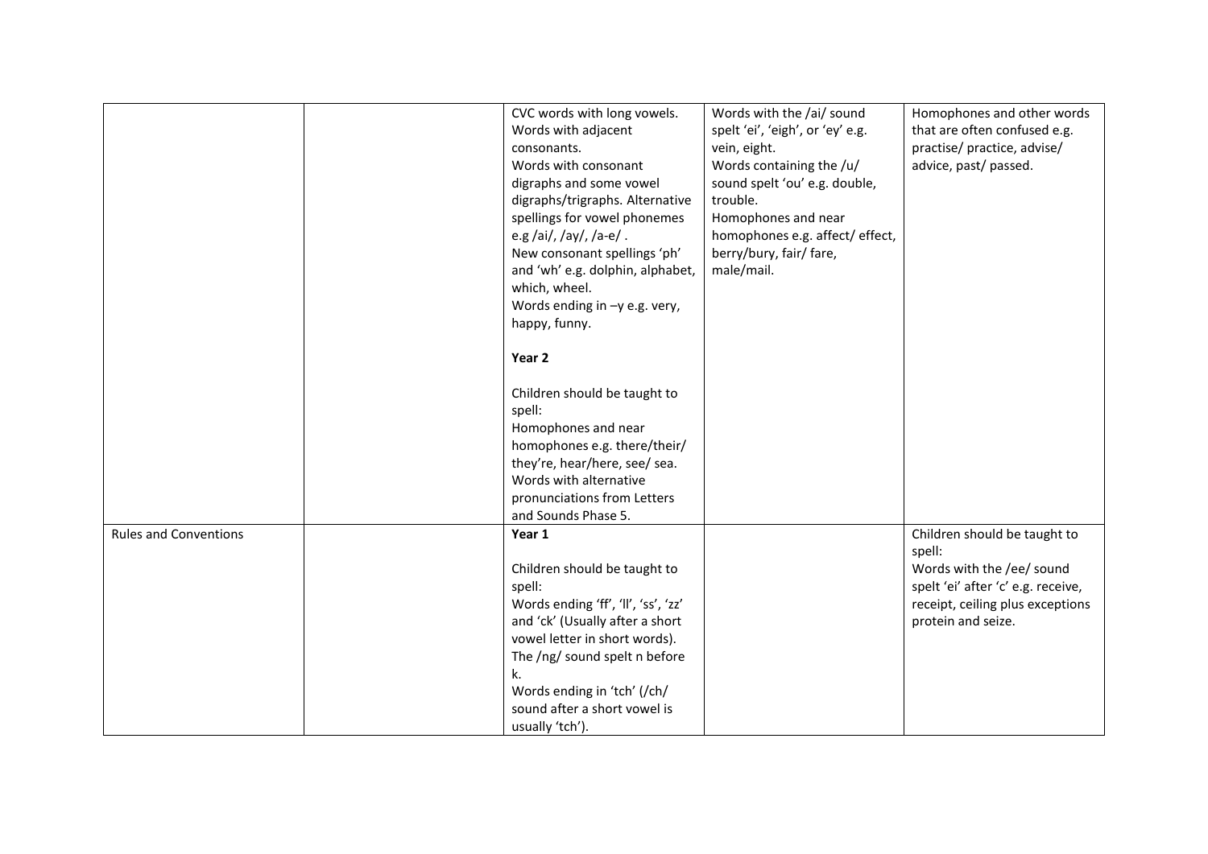| | | | | |
|---|---|---|---|---|
| | | CVC words with long vowels.<br>Words with adjacent consonants.<br>Words with consonant digraphs and some vowel digraphs/trigraphs. Alternative spellings for vowel phonemes e.g /ai/, /ay/, /a-e/ .<br>New consonant spellings 'ph' and 'wh' e.g. dolphin, alphabet, which, wheel.<br>Words ending in –y e.g. very, happy, funny.<br><br>**Year 2**<br><br>Children should be taught to spell:<br>Homophones and near homophones e.g. there/their/ they're, hear/here, see/ sea.<br>Words with alternative pronunciations from Letters and Sounds Phase 5. | Words with the /ai/ sound spelt 'ei', 'eigh', or 'ey' e.g. vein, eight.<br>Words containing the /u/ sound spelt 'ou' e.g. double, trouble.<br>Homophones and near homophones e.g. affect/ effect, berry/bury, fair/ fare, male/mail. | Homophones and other words that are often confused e.g. practise/ practice, advise/ advice, past/ passed. |
| Rules and Conventions | | **Year 1**<br><br>Children should be taught to spell:<br>Words ending 'ff', 'll', 'ss', 'zz' and 'ck' (Usually after a short vowel letter in short words).<br>The /ng/ sound spelt n before k.<br>Words ending in 'tch' (/ch/ sound after a short vowel is usually 'tch'). | | Children should be taught to spell:<br>Words with the /ee/ sound spelt 'ei' after 'c' e.g. receive, receipt, ceiling plus exceptions protein and seize. |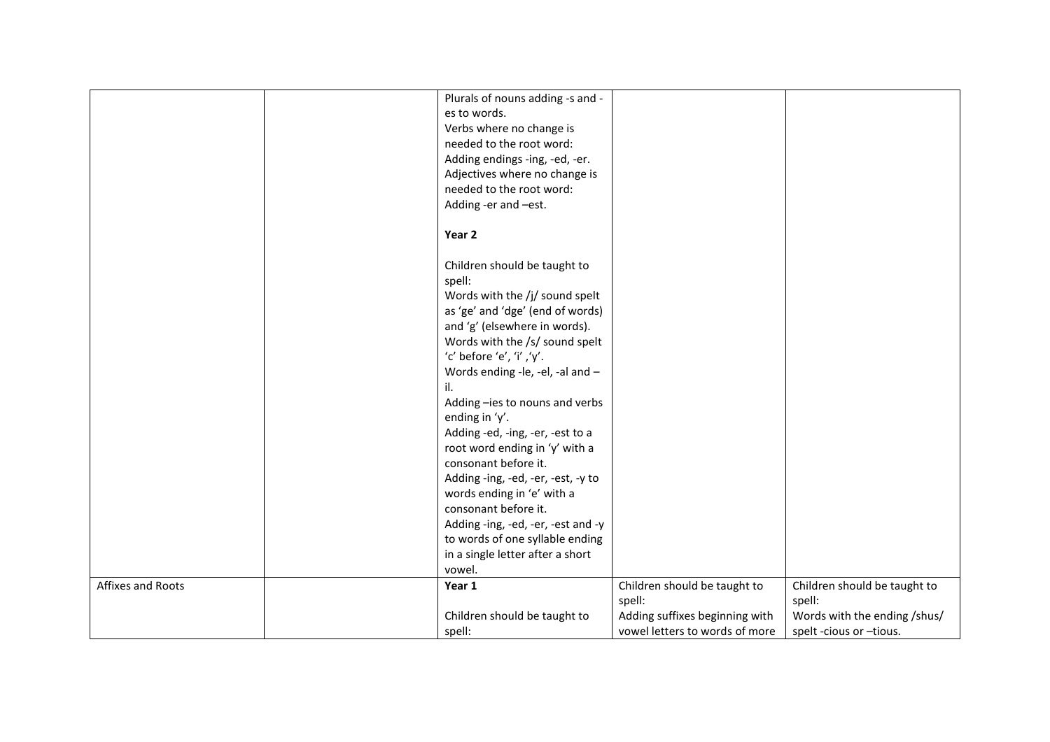| | | | | |
|---|---|---|---|---|
| | | Plurals of nouns adding -s and -es to words.<br>Verbs where no change is needed to the root word: Adding endings -ing, -ed, -er.<br>Adjectives where no change is needed to the root word: Adding -er and –est.<br><br>**Year 2**<br><br>Children should be taught to spell:<br>Words with the /j/ sound spelt as 'ge' and 'dge' (end of words) and 'g' (elsewhere in words).<br>Words with the /s/ sound spelt 'c' before 'e', 'i' ,'y'.<br>Words ending -le, -el, -al and –il.<br>Adding –ies to nouns and verbs ending in 'y'.<br>Adding -ed, -ing, -er, -est to a root word ending in 'y' with a consonant before it.<br>Adding -ing, -ed, -er, -est, -y to words ending in 'e' with a consonant before it.<br>Adding -ing, -ed, -er, -est and -y to words of one syllable ending in a single letter after a short vowel. | | |
| Affixes and Roots | | **Year 1**<br><br>Children should be taught to spell: | Children should be taught to spell:<br>Adding suffixes beginning with vowel letters to words of more | Children should be taught to spell:<br>Words with the ending /shus/ spelt -cious or –tious. |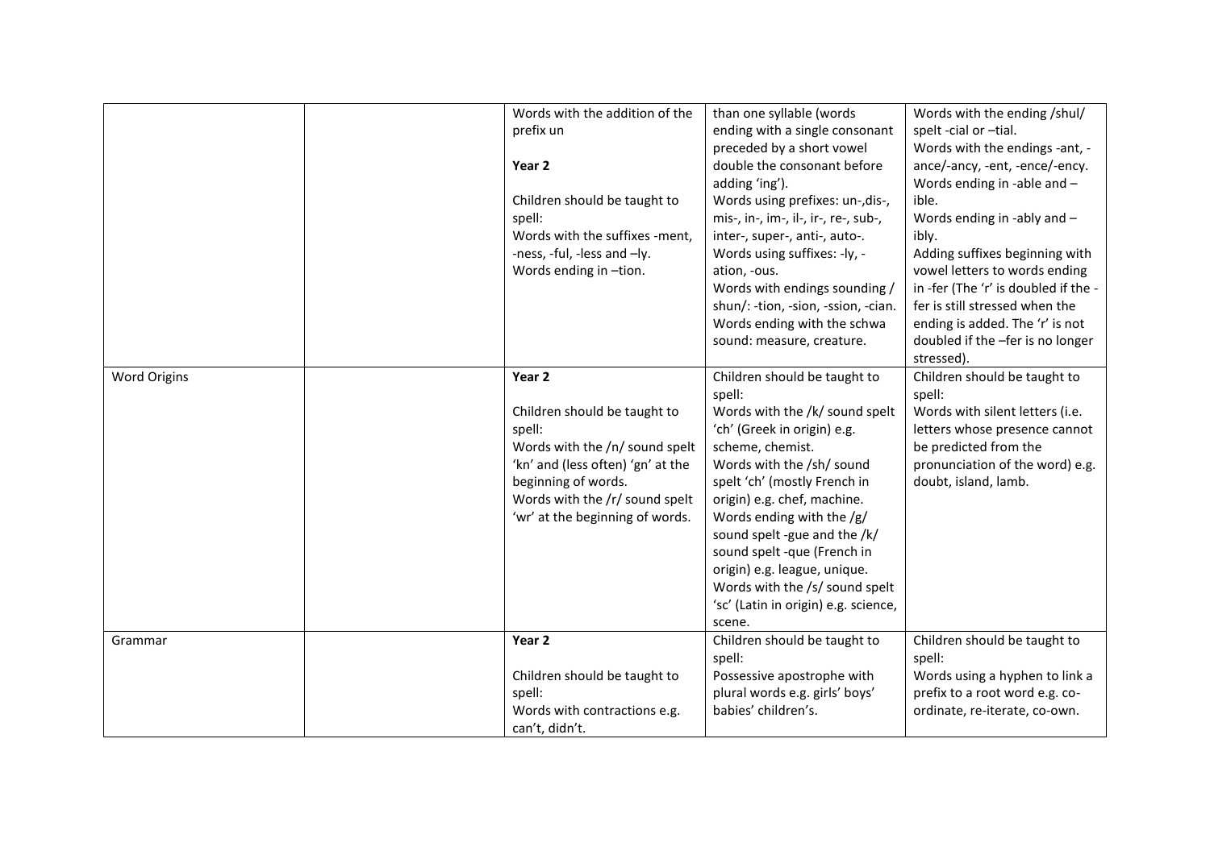|  |  |  |  |  |
|---|---|---|---|---|
|  |  | Words with the addition of the prefix un<br><br>**Year 2**<br><br>Children should be taught to spell:<br>Words with the suffixes -ment, -ness, -ful, -less and –ly.<br>Words ending in –tion. | than one syllable (words ending with a single consonant preceded by a short vowel double the consonant before adding 'ing').<br>Words using prefixes: un-,dis-, mis-, in-, im-, il-, ir-, re-, sub-, inter-, super-, anti-, auto-.<br>Words using suffixes: -ly, -ation, -ous.<br>Words with endings sounding /shun/: -tion, -sion, -ssion, -cian.<br>Words ending with the schwa sound: measure, creature. | Words with the ending /shul/ spelt -cial or –tial.<br>Words with the endings -ant, -ance/-ancy, -ent, -ence/-ency.<br>Words ending in -able and –ible.<br>Words ending in -ably and –ibly.<br>Adding suffixes beginning with vowel letters to words ending in -fer (The 'r' is doubled if the -fer is still stressed when the ending is added. The 'r' is not doubled if the –fer is no longer stressed). |
| Word Origins |  | **Year 2**<br><br>Children should be taught to spell:<br>Words with the /n/ sound spelt 'kn' and (less often) 'gn' at the beginning of words.<br>Words with the /r/ sound spelt 'wr' at the beginning of words. | Children should be taught to spell:<br>Words with the /k/ sound spelt 'ch' (Greek in origin) e.g. scheme, chemist.<br>Words with the /sh/ sound spelt 'ch' (mostly French in origin) e.g. chef, machine.<br>Words ending with the /g/ sound spelt -gue and the /k/ sound spelt -que (French in origin) e.g. league, unique.<br>Words with the /s/ sound spelt 'sc' (Latin in origin) e.g. science, scene. | Children should be taught to spell:<br>Words with silent letters (i.e. letters whose presence cannot be predicted from the pronunciation of the word) e.g. doubt, island, lamb. |
| Grammar |  | **Year 2**<br><br>Children should be taught to spell:<br>Words with contractions e.g. can't, didn't. | Children should be taught to spell:<br>Possessive apostrophe with plural words e.g. girls' boys' babies' children's. | Children should be taught to spell:<br>Words using a hyphen to link a prefix to a root word e.g. co-ordinate, re-iterate, co-own. |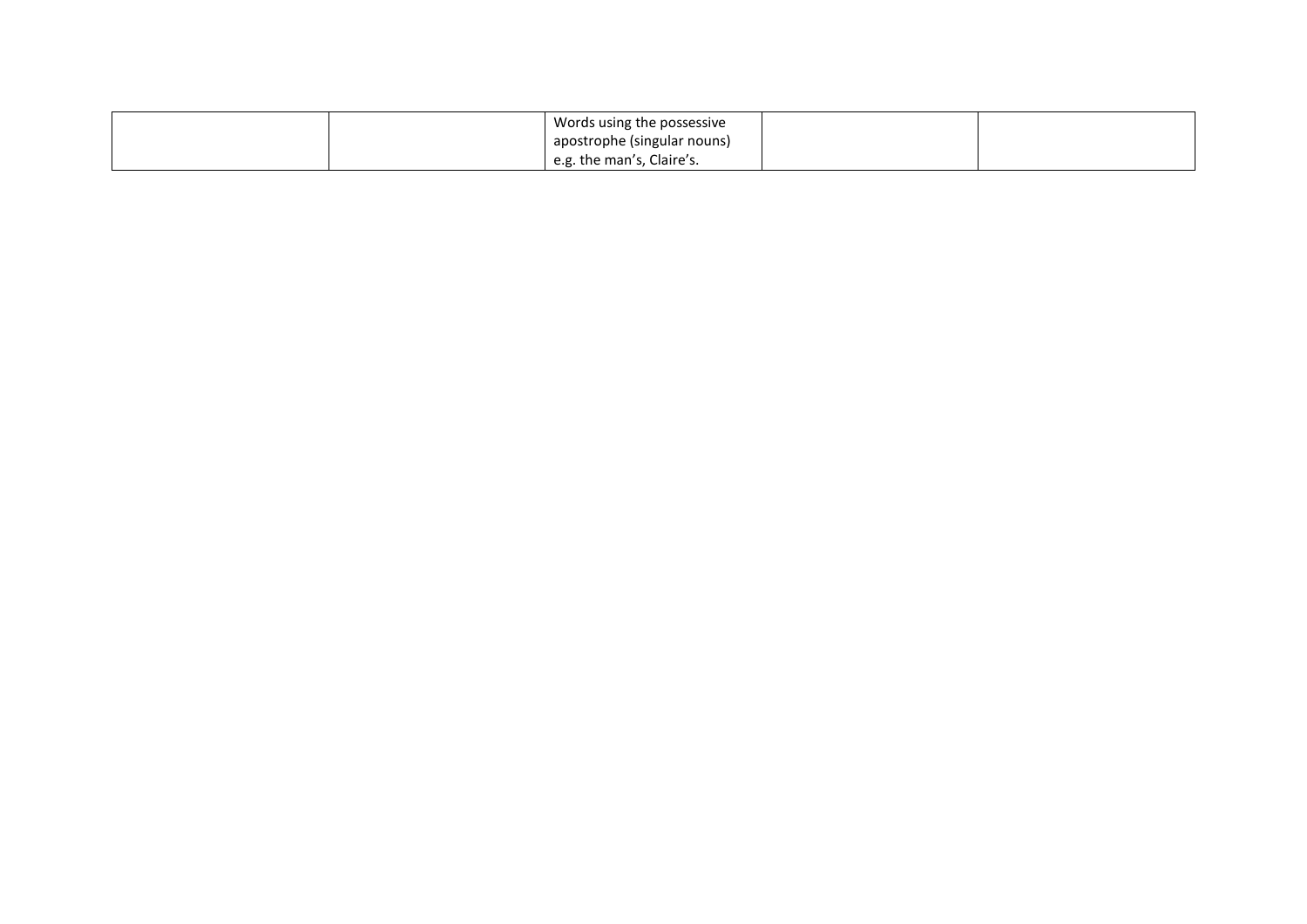| | | | | |
|---|---|---|---|---|
| | | Words using the possessive apostrophe (singular nouns) e.g. the man's, Claire's. | | |